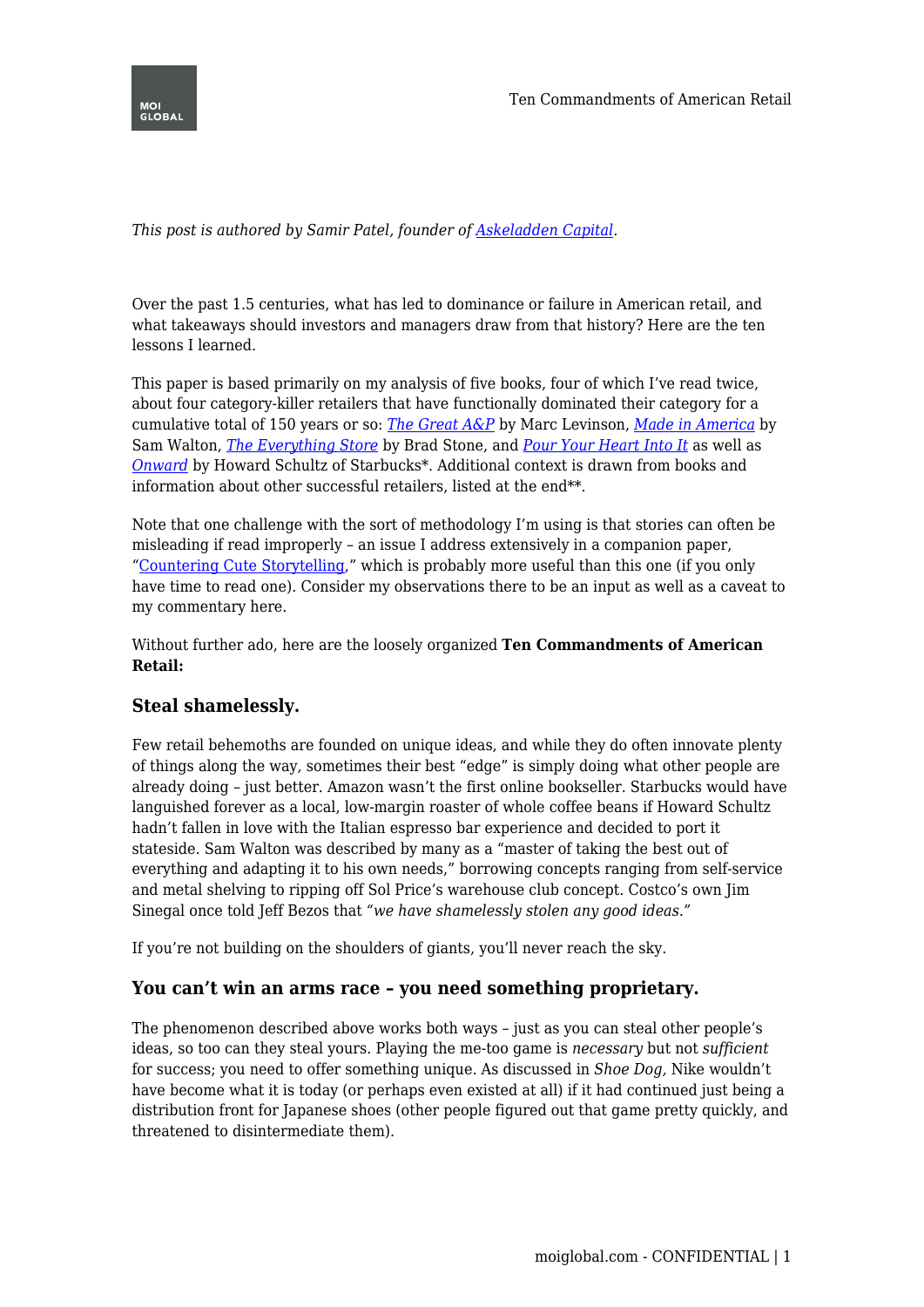*This post is authored by Samir Patel, founder of [Askeladden Capital](#).*

Over the past 1.5 centuries, what has led to dominance or failure in American retail, and what takeaways should investors and managers draw from that history? Here are the ten lessons I learned.

This paper is based primarily on my analysis of five books, four of which I've read twice, about four category-killer retailers that have functionally dominated their category for a cumulative total of 150 years or so: *The Great A&P* by Marc Levinson, *Made in America* by Sam Walton, *The Everything Store* by Brad Stone, and *Pour Your Heart Into It* as well as *Onward* by Howard Schultz of Starbucks*. Additional context is drawn from books and information about other successful retailers, listed at the end**.

Note that one challenge with the sort of methodology I'm using is that stories can often be misleading if read improperly – an issue I address extensively in a companion paper, "Countering Cute Storytelling," which is probably more useful than this one (if you only have time to read one). Consider my observations there to be an input as well as a caveat to my commentary here.

Without further ado, here are the loosely organized **Ten Commandments of American Retail:**

### Steal shamelessly.

Few retail behemoths are founded on unique ideas, and while they do often innovate plenty of things along the way, sometimes their best "edge" is simply doing what other people are already doing – just better. Amazon wasn't the first online bookseller. Starbucks would have languished forever as a local, low-margin roaster of whole coffee beans if Howard Schultz hadn't fallen in love with the Italian espresso bar experience and decided to port it stateside. Sam Walton was described by many as a "master of taking the best out of everything and adapting it to his own needs," borrowing concepts ranging from self-service and metal shelving to ripping off Sol Price's warehouse club concept. Costco's own Jim Sinegal once told Jeff Bezos that *"we have shamelessly stolen any good ideas."*

If you're not building on the shoulders of giants, you'll never reach the sky.

### You can't win an arms race – you need something proprietary.

The phenomenon described above works both ways – just as you can steal other people's ideas, so too can they steal yours. Playing the me-too game is *necessary* but not *sufficient* for success; you need to offer something unique. As discussed in *Shoe Dog,* Nike wouldn't have become what it is today (or perhaps even existed at all) if it had continued just being a distribution front for Japanese shoes (other people figured out that game pretty quickly, and threatened to disintermediate them).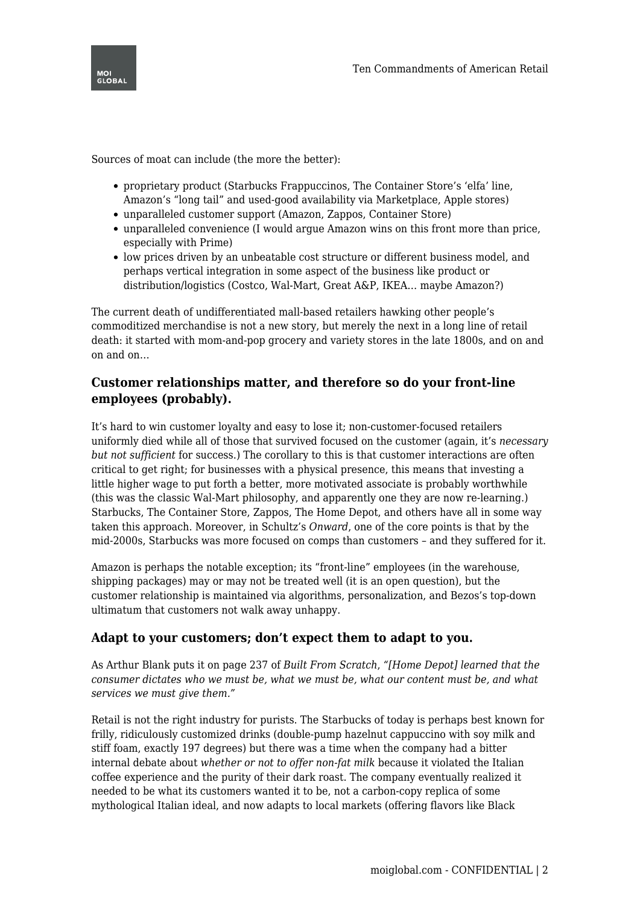Sources of moat can include (the more the better):

- proprietary product (Starbucks Frappuccinos, The Container Store's 'elfa' line, Amazon's "long tail" and used-good availability via Marketplace, Apple stores)
- unparalleled customer support (Amazon, Zappos, Container Store)
- unparalleled convenience (I would argue Amazon wins on this front more than price, especially with Prime)
- low prices driven by an unbeatable cost structure or different business model, and perhaps vertical integration in some aspect of the business like product or distribution/logistics (Costco, Wal-Mart, Great A&P, IKEA… maybe Amazon?)

The current death of undifferentiated mall-based retailers hawking other people's commoditized merchandise is not a new story, but merely the next in a long line of retail death: it started with mom-and-pop grocery and variety stores in the late 1800s, and on and on and on…

### Customer relationships matter, and therefore so do your front-line employees (probably).

It's hard to win customer loyalty and easy to lose it; non-customer-focused retailers uniformly died while all of those that survived focused on the customer (again, it's *necessary but not sufficient* for success.) The corollary to this is that customer interactions are often critical to get right; for businesses with a physical presence, this means that investing a little higher wage to put forth a better, more motivated associate is probably worthwhile (this was the classic Wal-Mart philosophy, and apparently one they are now re-learning.) Starbucks, The Container Store, Zappos, The Home Depot, and others have all in some way taken this approach. Moreover, in Schultz's *Onward*, one of the core points is that by the mid-2000s, Starbucks was more focused on comps than customers – and they suffered for it.

Amazon is perhaps the notable exception; its "front-line" employees (in the warehouse, shipping packages) may or may not be treated well (it is an open question), but the customer relationship is maintained via algorithms, personalization, and Bezos's top-down ultimatum that customers not walk away unhappy.

### Adapt to your customers; don't expect them to adapt to you.

As Arthur Blank puts it on page 237 of *Built From Scratch*, *"[Home Depot] learned that the consumer dictates who we must be, what we must be, what our content must be, and what services we must give them."*

Retail is not the right industry for purists. The Starbucks of today is perhaps best known for frilly, ridiculously customized drinks (double-pump hazelnut cappuccino with soy milk and stiff foam, exactly 197 degrees) but there was a time when the company had a bitter internal debate about *whether or not to offer non-fat milk* because it violated the Italian coffee experience and the purity of their dark roast. The company eventually realized it needed to be what its customers wanted it to be, not a carbon-copy replica of some mythological Italian ideal, and now adapts to local markets (offering flavors like Black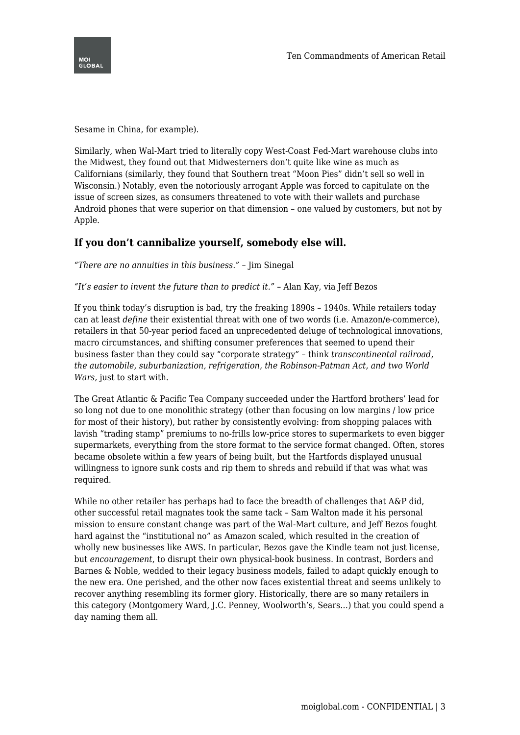Sesame in China, for example).

Similarly, when Wal-Mart tried to literally copy West-Coast Fed-Mart warehouse clubs into the Midwest, they found out that Midwesterners don't quite like wine as much as Californians (similarly, they found that Southern treat "Moon Pies" didn't sell so well in Wisconsin.) Notably, even the notoriously arrogant Apple was forced to capitulate on the issue of screen sizes, as consumers threatened to vote with their wallets and purchase Android phones that were superior on that dimension – one valued by customers, but not by Apple.

### If you don't cannibalize yourself, somebody else will.

*"There are no annuities in this business."* – Jim Sinegal

*"It's easier to invent the future than to predict it."* – Alan Kay, via Jeff Bezos

If you think today's disruption is bad, try the freaking 1890s – 1940s. While retailers today can at least *define* their existential threat with one of two words (i.e. Amazon/e-commerce), retailers in that 50-year period faced an unprecedented deluge of technological innovations, macro circumstances, and shifting consumer preferences that seemed to upend their business faster than they could say "corporate strategy" – think *transcontinental railroad, the automobile, suburbanization, refrigeration, the Robinson-Patman Act, and two World Wars,* just to start with.

The Great Atlantic & Pacific Tea Company succeeded under the Hartford brothers' lead for so long not due to one monolithic strategy (other than focusing on low margins / low price for most of their history), but rather by consistently evolving: from shopping palaces with lavish "trading stamp" premiums to no-frills low-price stores to supermarkets to even bigger supermarkets, everything from the store format to the service format changed. Often, stores became obsolete within a few years of being built, but the Hartfords displayed unusual willingness to ignore sunk costs and rip them to shreds and rebuild if that was what was required.

While no other retailer has perhaps had to face the breadth of challenges that A&P did, other successful retail magnates took the same tack – Sam Walton made it his personal mission to ensure constant change was part of the Wal-Mart culture, and Jeff Bezos fought hard against the "institutional no" as Amazon scaled, which resulted in the creation of wholly new businesses like AWS. In particular, Bezos gave the Kindle team not just license, but *encouragement*, to disrupt their own physical-book business. In contrast, Borders and Barnes & Noble, wedded to their legacy business models, failed to adapt quickly enough to the new era. One perished, and the other now faces existential threat and seems unlikely to recover anything resembling its former glory. Historically, there are so many retailers in this category (Montgomery Ward, J.C. Penney, Woolworth's, Sears…) that you could spend a day naming them all.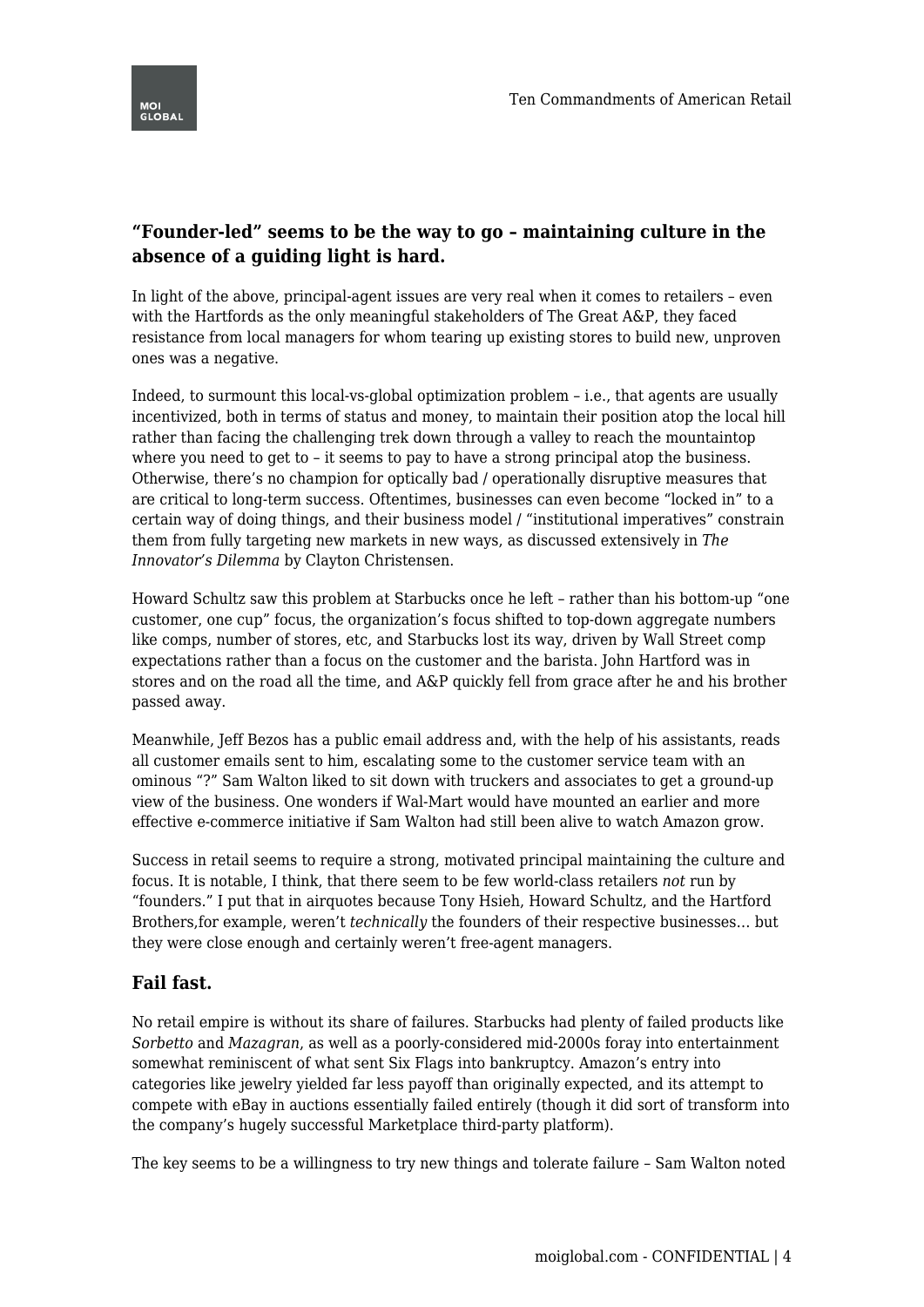### "Founder-led" seems to be the way to go – maintaining culture in the absence of a guiding light is hard.

In light of the above, principal-agent issues are very real when it comes to retailers – even with the Hartfords as the only meaningful stakeholders of The Great A&P, they faced resistance from local managers for whom tearing up existing stores to build new, unproven ones was a negative.

Indeed, to surmount this local-vs-global optimization problem – i.e., that agents are usually incentivized, both in terms of status and money, to maintain their position atop the local hill rather than facing the challenging trek down through a valley to reach the mountaintop where you need to get to – it seems to pay to have a strong principal atop the business. Otherwise, there's no champion for optically bad / operationally disruptive measures that are critical to long-term success. Oftentimes, businesses can even become "locked in" to a certain way of doing things, and their business model / "institutional imperatives" constrain them from fully targeting new markets in new ways, as discussed extensively in *The Innovator's Dilemma* by Clayton Christensen.

Howard Schultz saw this problem at Starbucks once he left – rather than his bottom-up "one customer, one cup" focus, the organization's focus shifted to top-down aggregate numbers like comps, number of stores, etc, and Starbucks lost its way, driven by Wall Street comp expectations rather than a focus on the customer and the barista. John Hartford was in stores and on the road all the time, and A&P quickly fell from grace after he and his brother passed away.

Meanwhile, Jeff Bezos has a public email address and, with the help of his assistants, reads all customer emails sent to him, escalating some to the customer service team with an ominous "?" Sam Walton liked to sit down with truckers and associates to get a ground-up view of the business. One wonders if Wal-Mart would have mounted an earlier and more effective e-commerce initiative if Sam Walton had still been alive to watch Amazon grow.

Success in retail seems to require a strong, motivated principal maintaining the culture and focus. It is notable, I think, that there seem to be few world-class retailers *not* run by "founders." I put that in airquotes because Tony Hsieh, Howard Schultz, and the Hartford Brothers,for example, weren't *technically* the founders of their respective businesses… but they were close enough and certainly weren't free-agent managers.

## Fail fast.

No retail empire is without its share of failures. Starbucks had plenty of failed products like *Sorbetto* and *Mazagran*, as well as a poorly-considered mid-2000s foray into entertainment somewhat reminiscent of what sent Six Flags into bankruptcy. Amazon's entry into categories like jewelry yielded far less payoff than originally expected, and its attempt to compete with eBay in auctions essentially failed entirely (though it did sort of transform into the company's hugely successful Marketplace third-party platform).

The key seems to be a willingness to try new things and tolerate failure – Sam Walton noted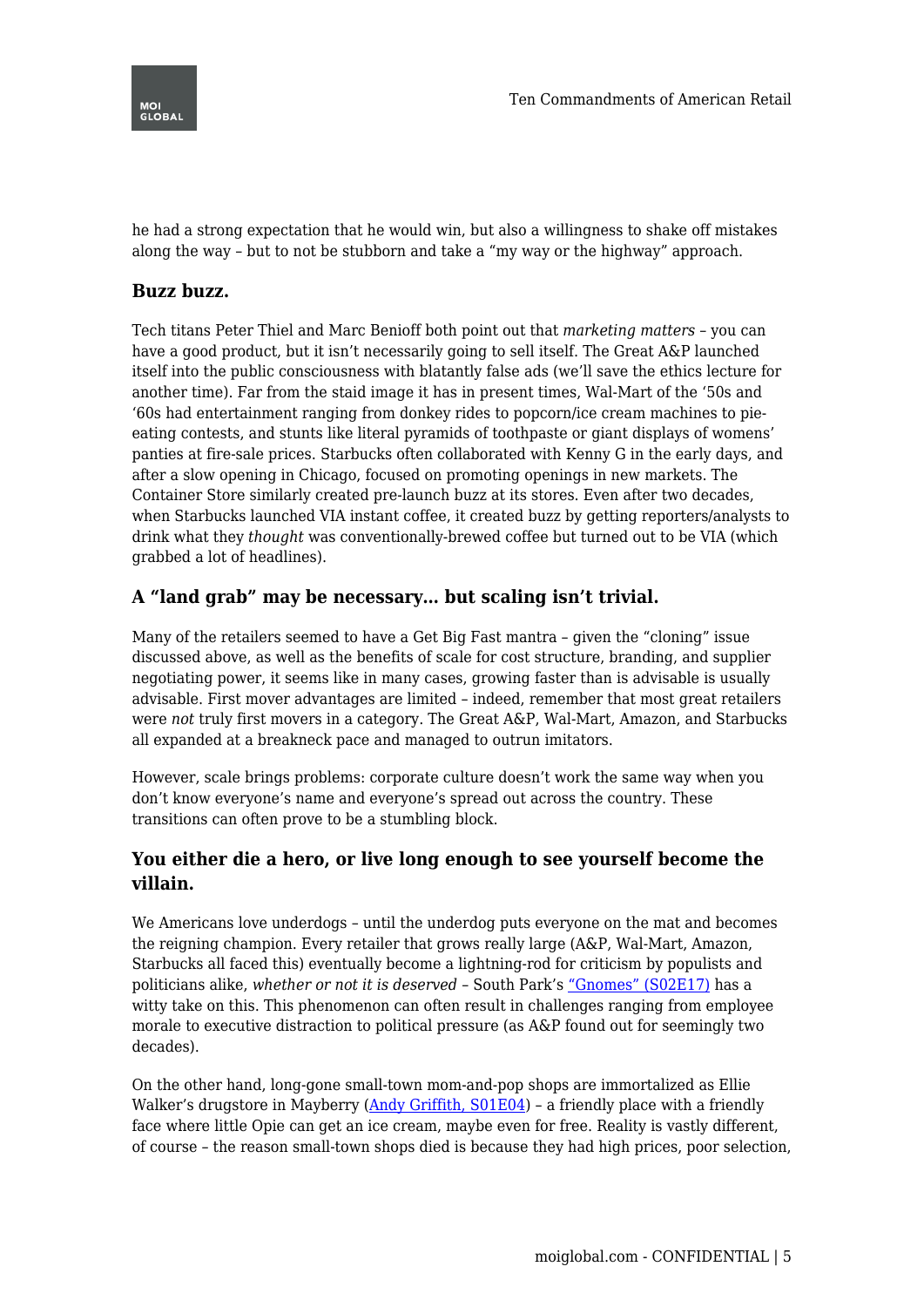he had a strong expectation that he would win, but also a willingness to shake off mistakes along the way – but to not be stubborn and take a "my way or the highway" approach.

### Buzz buzz.

Tech titans Peter Thiel and Marc Benioff both point out that *marketing matters* – you can have a good product, but it isn't necessarily going to sell itself. The Great A&P launched itself into the public consciousness with blatantly false ads (we'll save the ethics lecture for another time). Far from the staid image it has in present times, Wal-Mart of the '50s and '60s had entertainment ranging from donkey rides to popcorn/ice cream machines to pie-eating contests, and stunts like literal pyramids of toothpaste or giant displays of womens' panties at fire-sale prices. Starbucks often collaborated with Kenny G in the early days, and after a slow opening in Chicago, focused on promoting openings in new markets. The Container Store similarly created pre-launch buzz at its stores. Even after two decades, when Starbucks launched VIA instant coffee, it created buzz by getting reporters/analysts to drink what they *thought* was conventionally-brewed coffee but turned out to be VIA (which grabbed a lot of headlines).

### A "land grab" may be necessary… but scaling isn't trivial.

Many of the retailers seemed to have a Get Big Fast mantra – given the "cloning" issue discussed above, as well as the benefits of scale for cost structure, branding, and supplier negotiating power, it seems like in many cases, growing faster than is advisable is usually advisable. First mover advantages are limited – indeed, remember that most great retailers were *not* truly first movers in a category. The Great A&P, Wal-Mart, Amazon, and Starbucks all expanded at a breakneck pace and managed to outrun imitators.

However, scale brings problems: corporate culture doesn't work the same way when you don't know everyone's name and everyone's spread out across the country. These transitions can often prove to be a stumbling block.

### You either die a hero, or live long enough to see yourself become the villain.

We Americans love underdogs – until the underdog puts everyone on the mat and becomes the reigning champion. Every retailer that grows really large (A&P, Wal-Mart, Amazon, Starbucks all faced this) eventually become a lightning-rod for criticism by populists and politicians alike, *whether or not it is deserved* – South Park's "Gnomes" (S02E17) has a witty take on this. This phenomenon can often result in challenges ranging from employee morale to executive distraction to political pressure (as A&P found out for seemingly two decades).

On the other hand, long-gone small-town mom-and-pop shops are immortalized as Ellie Walker's drugstore in Mayberry (Andy Griffith, S01E04) – a friendly place with a friendly face where little Opie can get an ice cream, maybe even for free. Reality is vastly different, of course – the reason small-town shops died is because they had high prices, poor selection,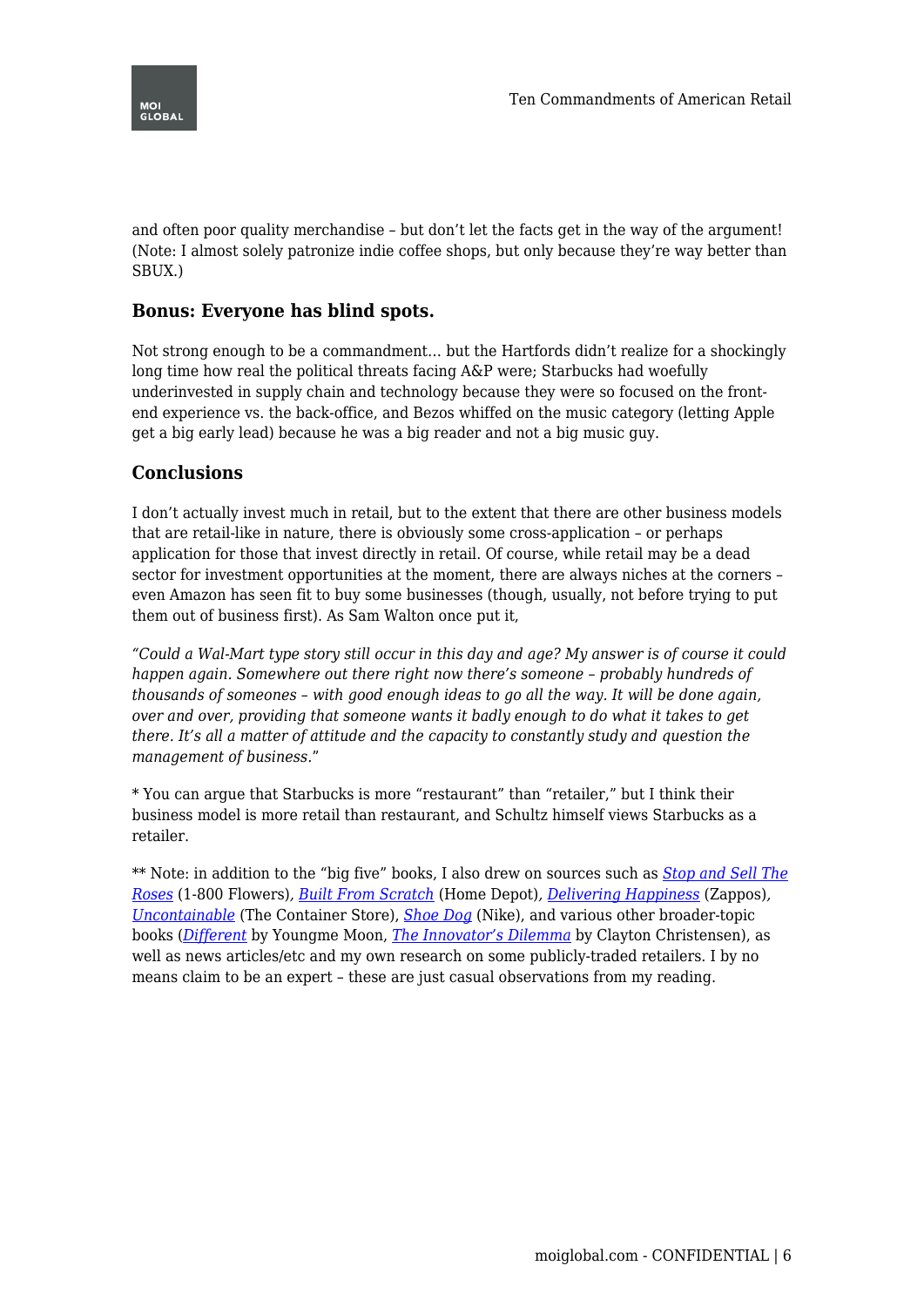and often poor quality merchandise – but don't let the facts get in the way of the argument! (Note: I almost solely patronize indie coffee shops, but only because they're way better than SBUX.)

### Bonus: Everyone has blind spots.

Not strong enough to be a commandment… but the Hartfords didn't realize for a shockingly long time how real the political threats facing A&P were; Starbucks had woefully underinvested in supply chain and technology because they were so focused on the front-end experience vs. the back-office, and Bezos whiffed on the music category (letting Apple get a big early lead) because he was a big reader and not a big music guy.

### Conclusions

I don't actually invest much in retail, but to the extent that there are other business models that are retail-like in nature, there is obviously some cross-application – or perhaps application for those that invest directly in retail. Of course, while retail may be a dead sector for investment opportunities at the moment, there are always niches at the corners – even Amazon has seen fit to buy some businesses (though, usually, not before trying to put them out of business first). As Sam Walton once put it,

*"Could a Wal-Mart type story still occur in this day and age? My answer is of course it could happen again. Somewhere out there right now there's someone – probably hundreds of thousands of someones – with good enough ideas to go all the way. It will be done again, over and over, providing that someone wants it badly enough to do what it takes to get there. It's all a matter of attitude and the capacity to constantly study and question the management of business."*

* You can argue that Starbucks is more "restaurant" than "retailer," but I think their business model is more retail than restaurant, and Schultz himself views Starbucks as a retailer.

** Note: in addition to the "big five" books, I also drew on sources such as *Stop and Sell The Roses* (1-800 Flowers), *Built From Scratch* (Home Depot), *Delivering Happiness* (Zappos), *Uncontainable* (The Container Store), *Shoe Dog* (Nike), and various other broader-topic books (*Different* by Youngme Moon, *The Innovator's Dilemma* by Clayton Christensen), as well as news articles/etc and my own research on some publicly-traded retailers. I by no means claim to be an expert – these are just casual observations from my reading.